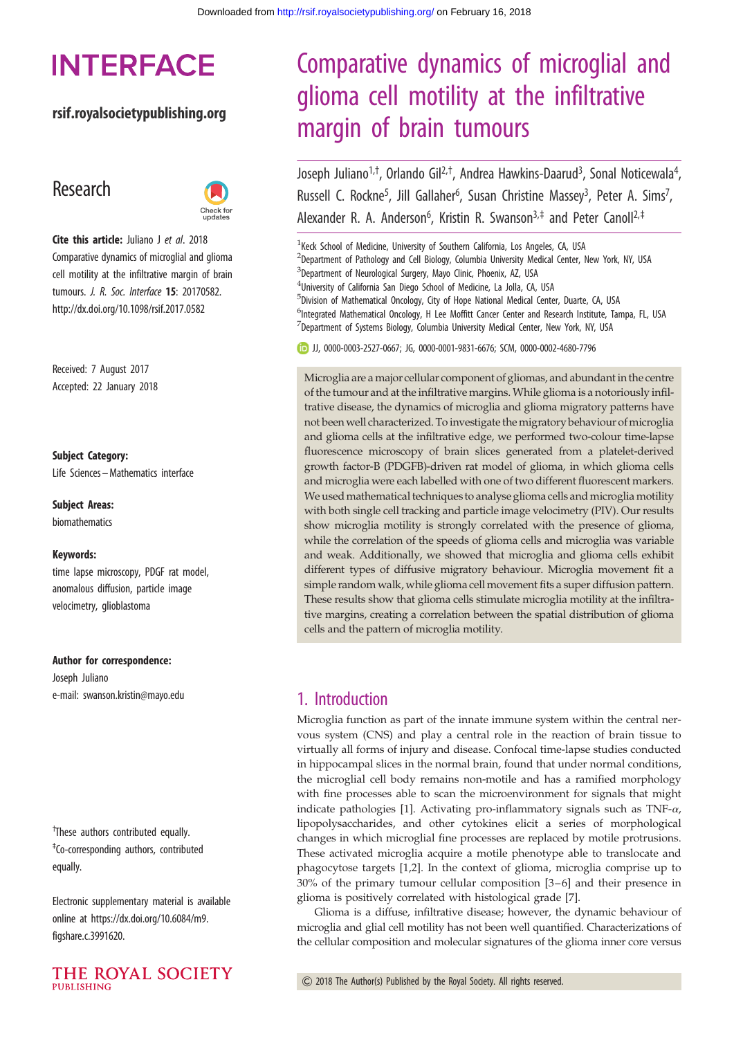Downloaded from http://rsif.royalsocietypublishing.org/ on February 16, 2018

# INTERFACE

rsif.royalsocietypublishing.org

## Research

**Cite this article:** Juliano J *et al*. 2018 Comparative dynamics of microglial and glioma cell motility at the infiltrative margin of brain tumours. *J. R. Soc. Interface* **15**: 20170582. http://dx.doi.org/10.1098/rsif.2017.0582

Received: 7 August 2017
Accepted: 22 January 2018

**Subject Category:**
Life Sciences – Mathematics interface

**Subject Areas:**
biomathematics

**Keywords:**
time lapse microscopy, PDGF rat model, anomalous diffusion, particle image velocimetry, glioblastoma

**Author for correspondence:**
Joseph Juliano
e-mail: swanson.kristin@mayo.edu

[†]These authors contributed equally.
[‡]Co-corresponding authors, contributed equally.

Electronic supplementary material is available online at https://dx.doi.org/10.6084/m9.figshare.c.3991620.

# Comparative dynamics of microglial and glioma cell motility at the infiltrative margin of brain tumours

Joseph Juliano[1,†], Orlando Gil[2,†], Andrea Hawkins-Daarud[3], Sonal Noticewala[4], Russell C. Rockne[5], Jill Gallaher[6], Susan Christine Massey[3], Peter A. Sims[7], Alexander R. A. Anderson[6], Kristin R. Swanson[3,‡] and Peter Canoll[2,‡]

[1]Keck School of Medicine, University of Southern California, Los Angeles, CA, USA
[2]Department of Pathology and Cell Biology, Columbia University Medical Center, New York, NY, USA
[3]Department of Neurological Surgery, Mayo Clinic, Phoenix, AZ, USA
[4]University of California San Diego School of Medicine, La Jolla, CA, USA
[5]Division of Mathematical Oncology, City of Hope National Medical Center, Duarte, CA, USA
[6]Integrated Mathematical Oncology, H Lee Moffitt Cancer Center and Research Institute, Tampa, FL, USA
[7]Department of Systems Biology, Columbia University Medical Center, New York, NY, USA

JJ, 0000-0003-2527-0667; JG, 0000-0001-9831-6676; SCM, 0000-0002-4680-7796

Microglia are a major cellular component of gliomas, and abundant in the centre of the tumour and at the infiltrative margins. While glioma is a notoriously infiltrative disease, the dynamics of microglia and glioma migratory patterns have not been well characterized. To investigate the migratory behaviour of microglia and glioma cells at the infiltrative edge, we performed two-colour time-lapse fluorescence microscopy of brain slices generated from a platelet-derived growth factor-B (PDGFB)-driven rat model of glioma, in which glioma cells and microglia were each labelled with one of two different fluorescent markers. We used mathematical techniques to analyse glioma cells and microglia motility with both single cell tracking and particle image velocimetry (PIV). Our results show microglia motility is strongly correlated with the presence of glioma, while the correlation of the speeds of glioma cells and microglia was variable and weak. Additionally, we showed that microglia and glioma cells exhibit different types of diffusive migratory behaviour. Microglia movement fit a simple random walk, while glioma cell movement fits a super diffusion pattern. These results show that glioma cells stimulate microglia motility at the infiltrative margins, creating a correlation between the spatial distribution of glioma cells and the pattern of microglia motility.

## 1. Introduction

Microglia function as part of the innate immune system within the central nervous system (CNS) and play a central role in the reaction of brain tissue to virtually all forms of injury and disease. Confocal time-lapse studies conducted in hippocampal slices in the normal brain, found that under normal conditions, the microglial cell body remains non-motile and has a ramified morphology with fine processes able to scan the microenvironment for signals that might indicate pathologies [1]. Activating pro-inflammatory signals such as TNF-$\alpha$, lipopolysaccharides, and other cytokines elicit a series of morphological changes in which microglial fine processes are replaced by motile protrusions. These activated microglia acquire a motile phenotype able to translocate and phagocytose targets [1,2]. In the context of glioma, microglia comprise up to 30% of the primary tumour cellular composition [3–6] and their presence in glioma is positively correlated with histological grade [7].

Glioma is a diffuse, infiltrative disease; however, the dynamic behaviour of microglia and glial cell motility has not been well quantified. Characterizations of the cellular composition and molecular signatures of the glioma inner core versus

© 2018 The Author(s) Published by the Royal Society. All rights reserved.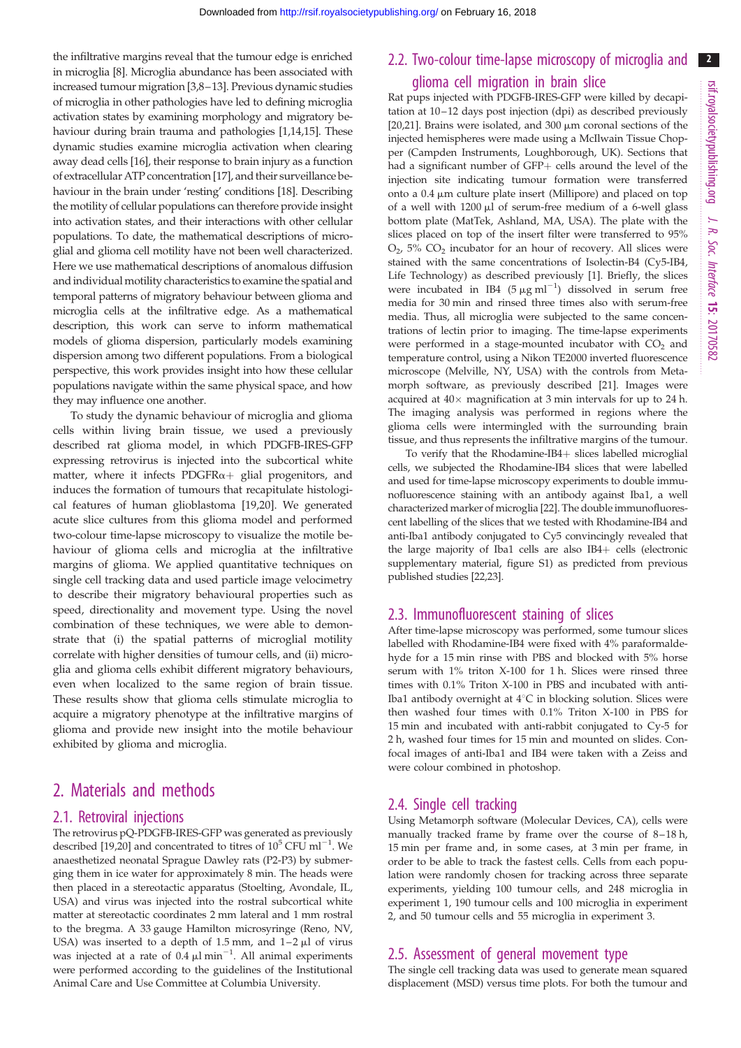the infiltrative margins reveal that the tumour edge is enriched in microglia [8]. Microglia abundance has been associated with increased tumour migration [3,8–13]. Previous dynamic studies of microglia in other pathologies have led to defining microglia activation states by examining morphology and migratory behaviour during brain trauma and pathologies [1,14,15]. These dynamic studies examine microglia activation when clearing away dead cells [16], their response to brain injury as a function of extracellular ATP concentration [17], and their surveillance behaviour in the brain under 'resting' conditions [18]. Describing the motility of cellular populations can therefore provide insight into activation states, and their interactions with other cellular populations. To date, the mathematical descriptions of microglial and glioma cell motility have not been well characterized. Here we use mathematical descriptions of anomalous diffusion and individual motility characteristics to examine the spatial and temporal patterns of migratory behaviour between glioma and microglia cells at the infiltrative edge. As a mathematical description, this work can serve to inform mathematical models of glioma dispersion, particularly models examining dispersion among two different populations. From a biological perspective, this work provides insight into how these cellular populations navigate within the same physical space, and how they may influence one another.

To study the dynamic behaviour of microglia and glioma cells within living brain tissue, we used a previously described rat glioma model, in which PDGFB-IRES-GFP expressing retrovirus is injected into the subcortical white matter, where it infects PDGFR$\alpha$+ glial progenitors, and induces the formation of tumours that recapitulate histological features of human glioblastoma [19,20]. We generated acute slice cultures from this glioma model and performed two-colour time-lapse microscopy to visualize the motile behaviour of glioma cells and microglia at the infiltrative margins of glioma. We applied quantitative techniques on single cell tracking data and used particle image velocimetry to describe their migratory behavioural properties such as speed, directionality and movement type. Using the novel combination of these techniques, we were able to demonstrate that (i) the spatial patterns of microglial motility correlate with higher densities of tumour cells, and (ii) microglia and glioma cells exhibit different migratory behaviours, even when localized to the same region of brain tissue. These results show that glioma cells stimulate microglia to acquire a migratory phenotype at the infiltrative margins of glioma and provide new insight into the motile behaviour exhibited by glioma and microglia.

# 2. Materials and methods

## 2.1. Retroviral injections

The retrovirus pQ-PDGFB-IRES-GFP was generated as previously described [19,20] and concentrated to titres of $10^5$ CFU ml$^{-1}$. We anaesthetized neonatal Sprague Dawley rats (P2-P3) by submerging them in ice water for approximately 8 min. The heads were then placed in a stereotactic apparatus (Stoelting, Avondale, IL, USA) and virus was injected into the rostral subcortical white matter at stereotactic coordinates 2 mm lateral and 1 mm rostral to the bregma. A 33 gauge Hamilton microsyringe (Reno, NV, USA) was inserted to a depth of 1.5 mm, and 1–2 µl of virus was injected at a rate of 0.4 µl min$^{-1}$. All animal experiments were performed according to the guidelines of the Institutional Animal Care and Use Committee at Columbia University.

## 2.2. Two-colour time-lapse microscopy of microglia and glioma cell migration in brain slice

Rat pups injected with PDGFB-IRES-GFP were killed by decapitation at 10–12 days post injection (dpi) as described previously [20,21]. Brains were isolated, and 300 µm coronal sections of the injected hemispheres were made using a McIlwain Tissue Chopper (Campden Instruments, Loughborough, UK). Sections that had a significant number of GFP+ cells around the level of the injection site indicating tumour formation were transferred onto a 0.4 µm culture plate insert (Millipore) and placed on top of a well with 1200 µl of serum-free medium of a 6-well glass bottom plate (MatTek, Ashland, MA, USA). The plate with the slices placed on top of the insert filter were transferred to 95% $O_2$, 5% $CO_2$ incubator for an hour of recovery. All slices were stained with the same concentrations of Isolectin-B4 (Cy5-IB4, Life Technology) as described previously [1]. Briefly, the slices were incubated in IB4 (5 µg ml$^{-1}$) dissolved in serum free media for 30 min and rinsed three times also with serum-free media. Thus, all microglia were subjected to the same concentrations of lectin prior to imaging. The time-lapse experiments were performed in a stage-mounted incubator with $CO_2$ and temperature control, using a Nikon TE2000 inverted fluorescence microscope (Melville, NY, USA) with the controls from Metamorph software, as previously described [21]. Images were acquired at 40× magnification at 3 min intervals for up to 24 h. The imaging analysis was performed in regions where the glioma cells were intermingled with the surrounding brain tissue, and thus represents the infiltrative margins of the tumour.

To verify that the Rhodamine-IB4+ slices labelled microglial cells, we subjected the Rhodamine-IB4 slices that were labelled and used for time-lapse microscopy experiments to double immunofluorescence staining with an antibody against Iba1, a well characterized marker of microglia [22]. The double immunofluorescent labelling of the slices that we tested with Rhodamine-IB4 and anti-Iba1 antibody conjugated to Cy5 convincingly revealed that the large majority of Iba1 cells are also IB4+ cells (electronic supplementary material, figure S1) as predicted from previous published studies [22,23].

## 2.3. Immunofluorescent staining of slices

After time-lapse microscopy was performed, some tumour slices labelled with Rhodamine-IB4 were fixed with 4% paraformaldehyde for a 15 min rinse with PBS and blocked with 5% horse serum with 1% triton X-100 for 1 h. Slices were rinsed three times with 0.1% Triton X-100 in PBS and incubated with anti-Iba1 antibody overnight at 4°C in blocking solution. Slices were then washed four times with 0.1% Triton X-100 in PBS for 15 min and incubated with anti-rabbit conjugated to Cy-5 for 2 h, washed four times for 15 min and mounted on slides. Confocal images of anti-Iba1 and IB4 were taken with a Zeiss and were colour combined in photoshop.

## 2.4. Single cell tracking

Using Metamorph software (Molecular Devices, CA), cells were manually tracked frame by frame over the course of 8–18 h, 15 min per frame and, in some cases, at 3 min per frame, in order to be able to track the fastest cells. Cells from each population were randomly chosen for tracking across three separate experiments, yielding 100 tumour cells, and 248 microglia in experiment 1, 190 tumour cells and 100 microglia in experiment 2, and 50 tumour cells and 55 microglia in experiment 3.

## 2.5. Assessment of general movement type

The single cell tracking data was used to generate mean squared displacement (MSD) versus time plots. For both the tumour and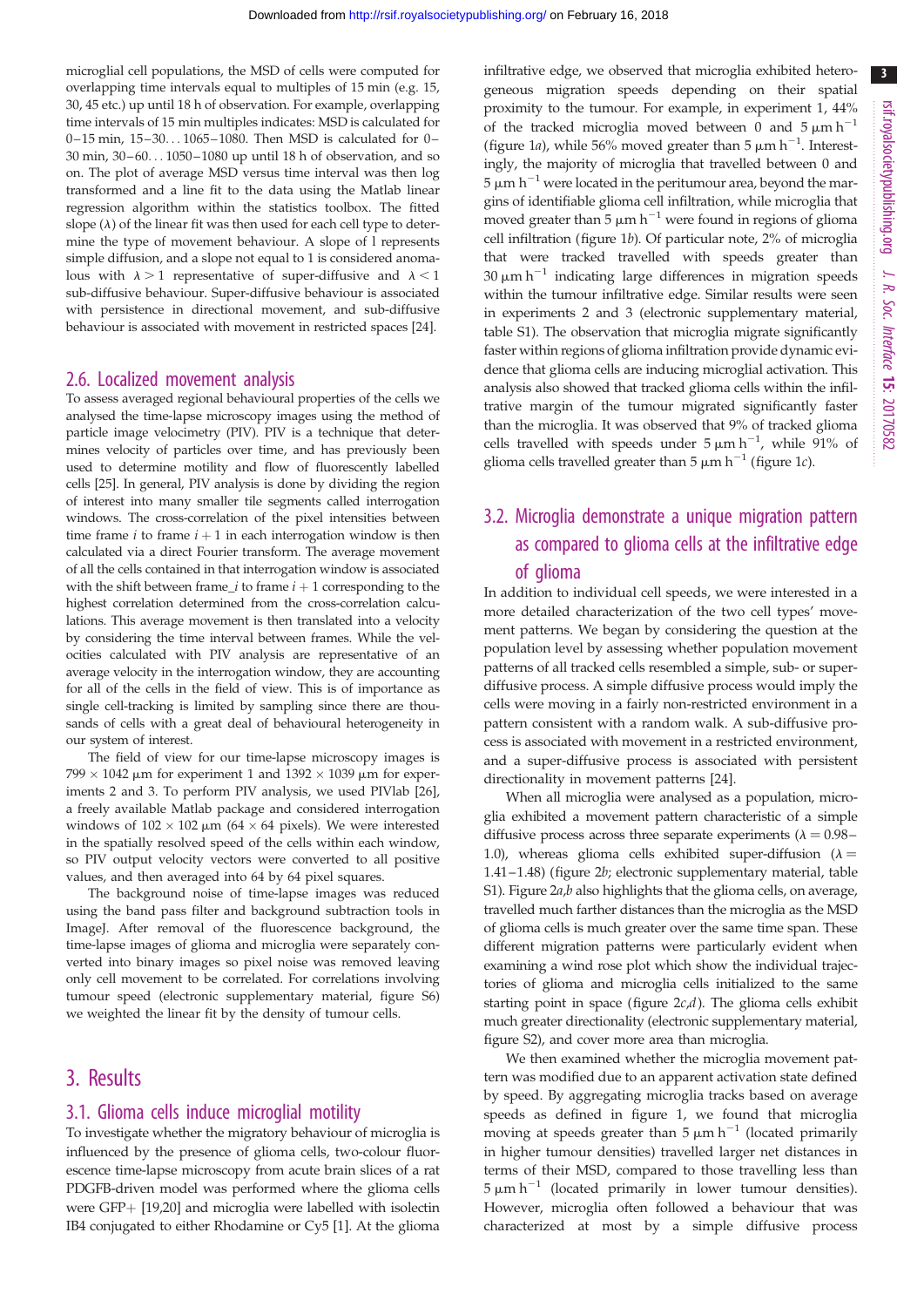microglial cell populations, the MSD of cells were computed for overlapping time intervals equal to multiples of 15 min (e.g. 15, 30, 45 etc.) up until 18 h of observation. For example, overlapping time intervals of 15 min multiples indicates: MSD is calculated for 0–15 min, 15–30… 1065–1080. Then MSD is calculated for 0–30 min, 30–60… 1050–1080 up until 18 h of observation, and so on. The plot of average MSD versus time interval was then log transformed and a line fit to the data using the Matlab linear regression algorithm within the statistics toolbox. The fitted slope ($\lambda$) of the linear fit was then used for each cell type to determine the type of movement behaviour. A slope of 1 represents simple diffusion, and a slope not equal to 1 is considered anomalous with $\lambda > 1$ representative of super-diffusive and $\lambda < 1$ sub-diffusive behaviour. Super-diffusive behaviour is associated with persistence in directional movement, and sub-diffusive behaviour is associated with movement in restricted spaces [24].

## 2.6. Localized movement analysis

To assess averaged regional behavioural properties of the cells we analysed the time-lapse microscopy images using the method of particle image velocimetry (PIV). PIV is a technique that determines velocity of particles over time, and has previously been used to determine motility and flow of fluorescently labelled cells [25]. In general, PIV analysis is done by dividing the region of interest into many smaller tile segments called interrogation windows. The cross-correlation of the pixel intensities between time frame $i$ to frame $i+1$ in each interrogation window is then calculated via a direct Fourier transform. The average movement of all the cells contained in that interrogation window is associated with the shift between frame_$i$ to frame $i+1$ corresponding to the highest correlation determined from the cross-correlation calculations. This average movement is then translated into a velocity by considering the time interval between frames. While the velocities calculated with PIV analysis are representative of an average velocity in the interrogation window, they are accounting for all of the cells in the field of view. This is of importance as single cell-tracking is limited by sampling since there are thousands of cells with a great deal of behavioural heterogeneity in our system of interest.

The field of view for our time-lapse microscopy images is $799 \times 1042$ µm for experiment 1 and $1392 \times 1039$ µm for experiments 2 and 3. To perform PIV analysis, we used PIVlab [26], a freely available Matlab package and considered interrogation windows of $102 \times 102$ µm ($64 \times 64$ pixels). We were interested in the spatially resolved speed of the cells within each window, so PIV output velocity vectors were converted to all positive values, and then averaged into 64 by 64 pixel squares.

The background noise of time-lapse images was reduced using the band pass filter and background subtraction tools in ImageJ. After removal of the fluorescence background, the time-lapse images of glioma and microglia were separately converted into binary images so pixel noise was removed leaving only cell movement to be correlated. For correlations involving tumour speed (electronic supplementary material, figure S6) we weighted the linear fit by the density of tumour cells.

# 3. Results

## 3.1. Glioma cells induce microglial motility

To investigate whether the migratory behaviour of microglia is influenced by the presence of glioma cells, two-colour fluorescence time-lapse microscopy from acute brain slices of a rat PDGFB-driven model was performed where the glioma cells were GFP+ [19,20] and microglia were labelled with isolectin IB4 conjugated to either Rhodamine or Cy5 [1]. At the glioma infiltrative edge, we observed that microglia exhibited heterogeneous migration speeds depending on their spatial proximity to the tumour. For example, in experiment 1, 44% of the tracked microglia moved between 0 and 5 µm h$^{-1}$ (figure 1*a*), while 56% moved greater than 5 µm h$^{-1}$. Interestingly, the majority of microglia that travelled between 0 and 5 µm h$^{-1}$ were located in the peritumour area, beyond the margins of identifiable glioma cell infiltration, while microglia that moved greater than 5 µm h$^{-1}$ were found in regions of glioma cell infiltration (figure 1*b*). Of particular note, 2% of microglia that were tracked travelled with speeds greater than 30 µm h$^{-1}$ indicating large differences in migration speeds within the tumour infiltrative edge. Similar results were seen in experiments 2 and 3 (electronic supplementary material, table S1). The observation that microglia migrate significantly faster within regions of glioma infiltration provide dynamic evidence that glioma cells are inducing microglial activation. This analysis also showed that tracked glioma cells within the infiltrative margin of the tumour migrated significantly faster than the microglia. It was observed that 9% of tracked glioma cells travelled with speeds under 5 µm h$^{-1}$, while 91% of glioma cells travelled greater than 5 µm h$^{-1}$ (figure 1*c*).

## 3.2. Microglia demonstrate a unique migration pattern as compared to glioma cells at the infiltrative edge of glioma

In addition to individual cell speeds, we were interested in a more detailed characterization of the two cell types' movement patterns. We began by considering the question at the population level by assessing whether population movement patterns of all tracked cells resembled a simple, sub- or super-diffusive process. A simple diffusive process would imply the cells were moving in a fairly non-restricted environment in a pattern consistent with a random walk. A sub-diffusive process is associated with movement in a restricted environment, and a super-diffusive process is associated with persistent directionality in movement patterns [24].

When all microglia were analysed as a population, microglia exhibited a movement pattern characteristic of a simple diffusive process across three separate experiments ($\lambda = 0.98$–$1.0$), whereas glioma cells exhibited super-diffusion ($\lambda = 1.41$–$1.48$) (figure 2*b*; electronic supplementary material, table S1). Figure 2*a*,*b* also highlights that the glioma cells, on average, travelled much farther distances than the microglia as the MSD of glioma cells is much greater over the same time span. These different migration patterns were particularly evident when examining a wind rose plot which show the individual trajectories of glioma and microglia cells initialized to the same starting point in space (figure 2*c*,*d*). The glioma cells exhibit much greater directionality (electronic supplementary material, figure S2), and cover more area than microglia.

We then examined whether the microglia movement pattern was modified due to an apparent activation state defined by speed. By aggregating microglia tracks based on average speeds as defined in figure 1, we found that microglia moving at speeds greater than 5 µm h$^{-1}$ (located primarily in higher tumour densities) travelled larger net distances in terms of their MSD, compared to those travelling less than 5 µm h$^{-1}$ (located primarily in lower tumour densities). However, microglia often followed a behaviour that was characterized at most by a simple diffusive process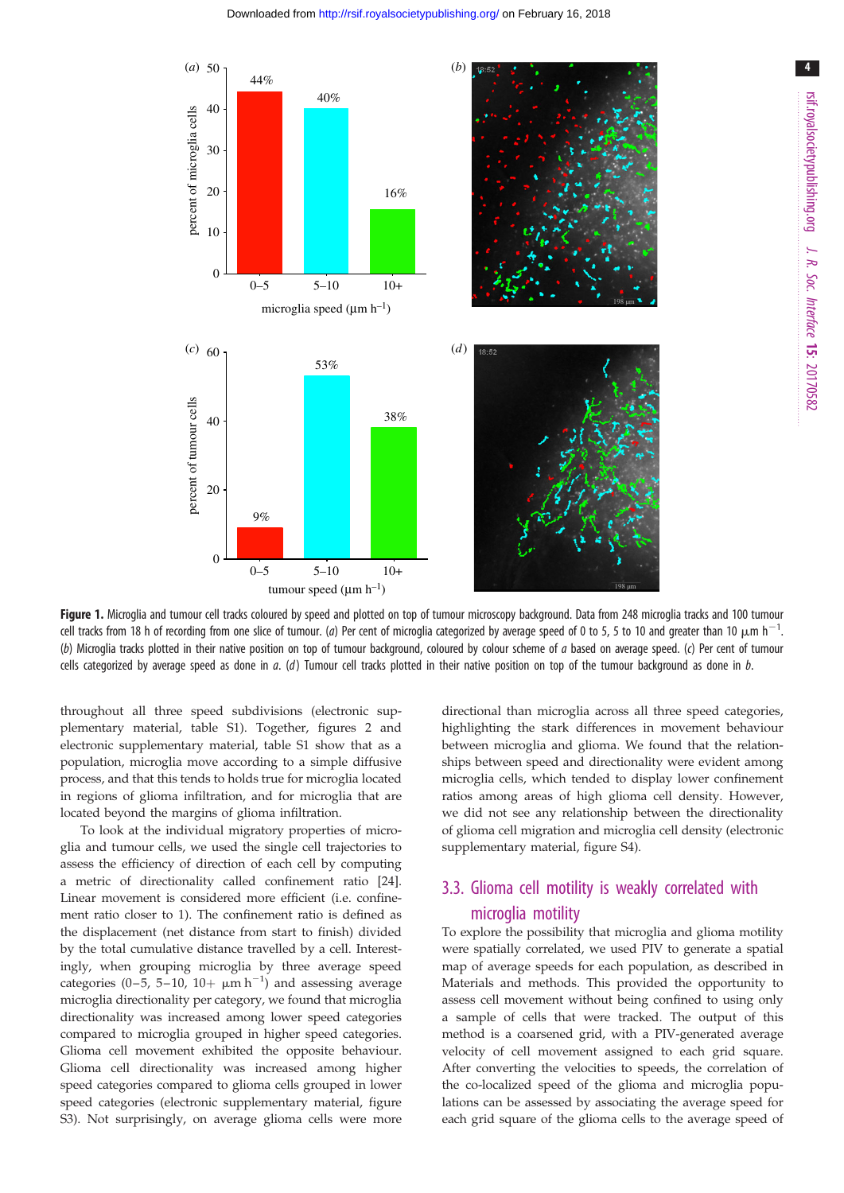**Figure 1.** Microglia and tumour cell tracks coloured by speed and plotted on top of tumour microscopy background. Data from 248 microglia tracks and 100 tumour cell tracks from 18 h of recording from one slice of tumour. (*a*) Per cent of microglia categorized by average speed of 0 to 5, 5 to 10 and greater than 10 $\mu$m h$^{-1}$. (*b*) Microglia tracks plotted in their native position on top of tumour background, coloured by colour scheme of *a* based on average speed. (*c*) Per cent of tumour cells categorized by average speed as done in *a*. (*d*) Tumour cell tracks plotted in their native position on top of the tumour background as done in *b*.

throughout all three speed subdivisions (electronic supplementary material, table S1). Together, figures 2 and electronic supplementary material, table S1 show that as a population, microglia move according to a simple diffusive process, and that this tends to holds true for microglia located in regions of glioma infiltration, and for microglia that are located beyond the margins of glioma infiltration.

To look at the individual migratory properties of microglia and tumour cells, we used the single cell trajectories to assess the efficiency of direction of each cell by computing a metric of directionality called confinement ratio [24]. Linear movement is considered more efficient (i.e. confinement ratio closer to 1). The confinement ratio is defined as the displacement (net distance from start to finish) divided by the total cumulative distance travelled by a cell. Interestingly, when grouping microglia by three average speed categories (0–5, 5–10, 10+ $\mu$m h$^{-1}$) and assessing average microglia directionality per category, we found that microglia directionality was increased among lower speed categories compared to microglia grouped in higher speed categories. Glioma cell movement exhibited the opposite behaviour. Glioma cell directionality was increased among higher speed categories compared to glioma cells grouped in lower speed categories (electronic supplementary material, figure S3). Not surprisingly, on average glioma cells were more directional than microglia across all three speed categories, highlighting the stark differences in movement behaviour between microglia and glioma. We found that the relationships between speed and directionality were evident among microglia cells, which tended to display lower confinement ratios among areas of high glioma cell density. However, we did not see any relationship between the directionality of glioma cell migration and microglia cell density (electronic supplementary material, figure S4).

## 3.3. Glioma cell motility is weakly correlated with microglia motility

To explore the possibility that microglia and glioma motility were spatially correlated, we used PIV to generate a spatial map of average speeds for each population, as described in Materials and methods. This provided the opportunity to assess cell movement without being confined to using only a sample of cells that were tracked. The output of this method is a coarsened grid, with a PIV-generated average velocity of cell movement assigned to each grid square. After converting the velocities to speeds, the correlation of the co-localized speed of the glioma and microglia populations can be assessed by associating the average speed for each grid square of the glioma cells to the average speed of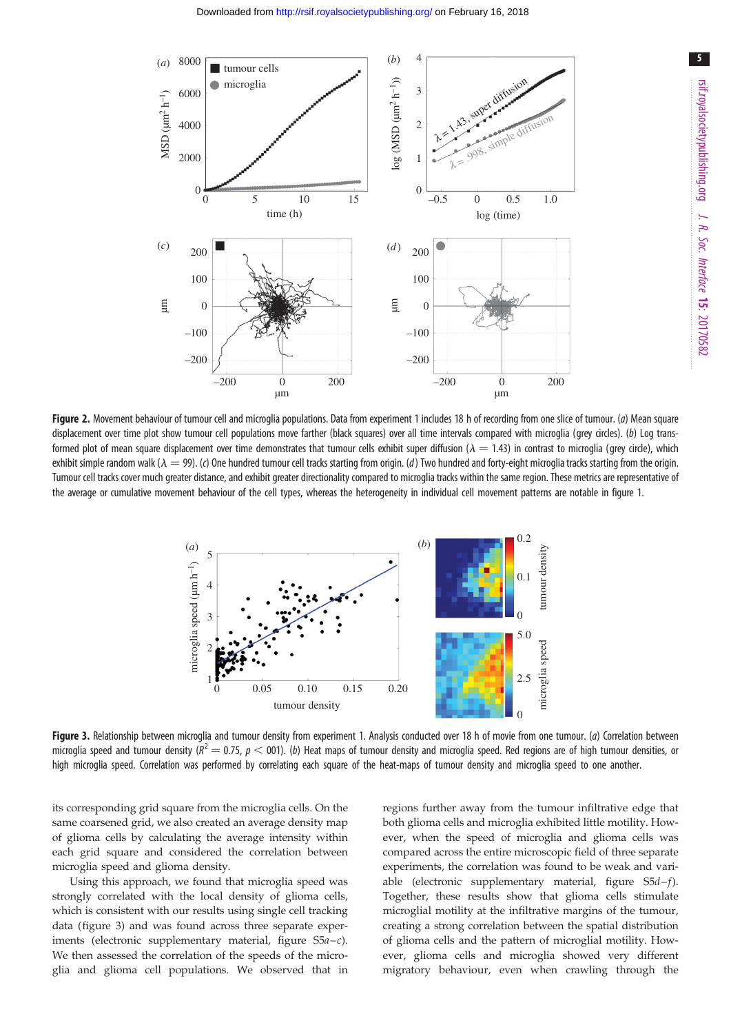**Figure 2.** Movement behaviour of tumour cell and microglia populations. Data from experiment 1 includes 18 h of recording from one slice of tumour. (*a*) Mean square displacement over time plot show tumour cell populations move farther (black squares) over all time intervals compared with microglia (grey circles). (*b*) Log transformed plot of mean square displacement over time demonstrates that tumour cells exhibit super diffusion ($\lambda = 1.43$) in contrast to microglia (grey circle), which exhibit simple random walk ($\lambda = 99$). (*c*) One hundred tumour cell tracks starting from origin. (*d*) Two hundred and forty-eight microglia tracks starting from the origin. Tumour cell tracks cover much greater distance, and exhibit greater directionality compared to microglia tracks within the same region. These metrics are representative of the average or cumulative movement behaviour of the cell types, whereas the heterogeneity in individual cell movement patterns are notable in figure 1.

**Figure 3.** Relationship between microglia and tumour density from experiment 1. Analysis conducted over 18 h of movie from one tumour. (*a*) Correlation between microglia speed and tumour density ($R^2 = 0.75$, $p < 001$). (*b*) Heat maps of tumour density and microglia speed. Red regions are of high tumour densities, or high microglia speed. Correlation was performed by correlating each square of the heat-maps of tumour density and microglia speed to one another.

its corresponding grid square from the microglia cells. On the same coarsened grid, we also created an average density map of glioma cells by calculating the average intensity within each grid square and considered the correlation between microglia speed and glioma density.

Using this approach, we found that microglia speed was strongly correlated with the local density of glioma cells, which is consistent with our results using single cell tracking data (figure 3) and was found across three separate experiments (electronic supplementary material, figure S5*a–c*). We then assessed the correlation of the speeds of the microglia and glioma cell populations. We observed that in regions further away from the tumour infiltrative edge that both glioma cells and microglia exhibited little motility. However, when the speed of microglia and glioma cells was compared across the entire microscopic field of three separate experiments, the correlation was found to be weak and variable (electronic supplementary material, figure S5*d–f*). Together, these results show that glioma cells stimulate microglial motility at the infiltrative margins of the tumour, creating a strong correlation between the spatial distribution of glioma cells and the pattern of microglial motility. However, glioma cells and microglia showed very different migratory behaviour, even when crawling through the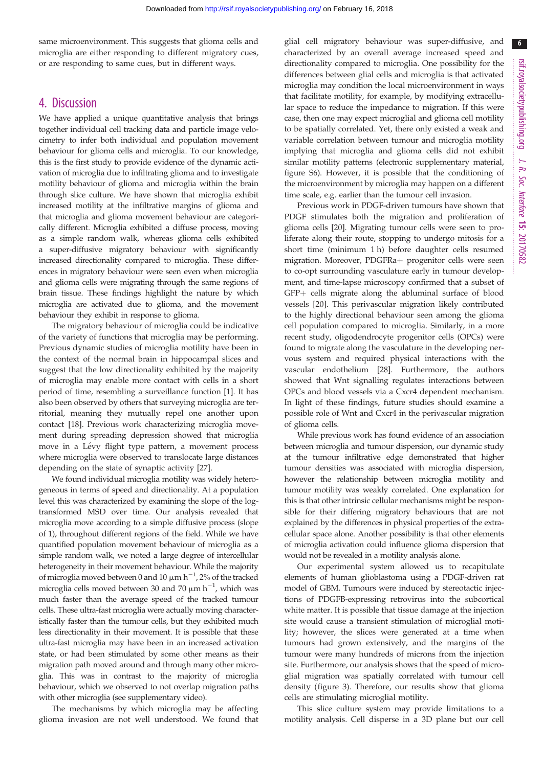same microenvironment. This suggests that glioma cells and microglia are either responding to different migratory cues, or are responding to same cues, but in different ways.

## 4. Discussion

We have applied a unique quantitative analysis that brings together individual cell tracking data and particle image velocimetry to infer both individual and population movement behaviour for glioma cells and microglia. To our knowledge, this is the first study to provide evidence of the dynamic activation of microglia due to infiltrating glioma and to investigate motility behaviour of glioma and microglia within the brain through slice culture. We have shown that microglia exhibit increased motility at the infiltrative margins of glioma and that microglia and glioma movement behaviour are categorically different. Microglia exhibited a diffuse process, moving as a simple random walk, whereas glioma cells exhibited a super-diffusive migratory behaviour with significantly increased directionality compared to microglia. These differences in migratory behaviour were seen even when microglia and glioma cells were migrating through the same regions of brain tissue. These findings highlight the nature by which microglia are activated due to glioma, and the movement behaviour they exhibit in response to glioma.

The migratory behaviour of microglia could be indicative of the variety of functions that microglia may be performing. Previous dynamic studies of microglia motility have been in the context of the normal brain in hippocampal slices and suggest that the low directionality exhibited by the majority of microglia may enable more contact with cells in a short period of time, resembling a surveillance function [1]. It has also been observed by others that surveying microglia are territorial, meaning they mutually repel one another upon contact [18]. Previous work characterizing microglia movement during spreading depression showed that microglia move in a Lévy flight type pattern, a movement process where microglia were observed to translocate large distances depending on the state of synaptic activity [27].

We found individual microglia motility was widely heterogeneous in terms of speed and directionality. At a population level this was characterized by examining the slope of the log-transformed MSD over time. Our analysis revealed that microglia move according to a simple diffusive process (slope of 1), throughout different regions of the field. While we have quantified population movement behaviour of microglia as a simple random walk, we noted a large degree of intercellular heterogeneity in their movement behaviour. While the majority of microglia moved between 0 and 10 $\mu m\ h^{-1}$, 2% of the tracked microglia cells moved between 30 and 70 $\mu m\ h^{-1}$, which was much faster than the average speed of the tracked tumour cells. These ultra-fast microglia were actually moving characteristically faster than the tumour cells, but they exhibited much less directionality in their movement. It is possible that these ultra-fast microglia may have been in an increased activation state, or had been stimulated by some other means as their migration path moved around and through many other microglia. This was in contrast to the majority of microglia behaviour, which we observed to not overlap migration paths with other microglia (see supplementary video).

The mechanisms by which microglia may be affecting glioma invasion are not well understood. We found that glial cell migratory behaviour was super-diffusive, and characterized by an overall average increased speed and directionality compared to microglia. One possibility for the differences between glial cells and microglia is that activated microglia may condition the local microenvironment in ways that facilitate motility, for example, by modifying extracellular space to reduce the impedance to migration. If this were case, then one may expect microglial and glioma cell motility to be spatially correlated. Yet, there only existed a weak and variable correlation between tumour and microglia motility implying that microglia and glioma cells did not exhibit similar motility patterns (electronic supplementary material, figure S6). However, it is possible that the conditioning of the microenvironment by microglia may happen on a different time scale, e.g. earlier than the tumour cell invasion.

Previous work in PDGF-driven tumours have shown that PDGF stimulates both the migration and proliferation of glioma cells [20]. Migrating tumour cells were seen to proliferate along their route, stopping to undergo mitosis for a short time (minimum 1 h) before daughter cells resumed migration. Moreover, PDGFRa+ progenitor cells were seen to co-opt surrounding vasculature early in tumour development, and time-lapse microscopy confirmed that a subset of GFP+ cells migrate along the abluminal surface of blood vessels [20]. This perivascular migration likely contributed to the highly directional behaviour seen among the glioma cell population compared to microglia. Similarly, in a more recent study, oligodendrocyte progenitor cells (OPCs) were found to migrate along the vasculature in the developing nervous system and required physical interactions with the vascular endothelium [28]. Furthermore, the authors showed that Wnt signalling regulates interactions between OPCs and blood vessels via a Cxcr4 dependent mechanism. In light of these findings, future studies should examine a possible role of Wnt and Cxcr4 in the perivascular migration of glioma cells.

While previous work has found evidence of an association between microglia and tumour dispersion, our dynamic study at the tumour infiltrative edge demonstrated that higher tumour densities was associated with microglia dispersion, however the relationship between microglia motility and tumour motility was weakly correlated. One explanation for this is that other intrinsic cellular mechanisms might be responsible for their differing migratory behaviours that are not explained by the differences in physical properties of the extracellular space alone. Another possibility is that other elements of microglia activation could influence glioma dispersion that would not be revealed in a motility analysis alone.

Our experimental system allowed us to recapitulate elements of human glioblastoma using a PDGF-driven rat model of GBM. Tumours were induced by stereotactic injections of PDGFB-expressing retrovirus into the subcortical white matter. It is possible that tissue damage at the injection site would cause a transient stimulation of microglial motility; however, the slices were generated at a time when tumours had grown extensively, and the margins of the tumour were many hundreds of microns from the injection site. Furthermore, our analysis shows that the speed of microglial migration was spatially correlated with tumour cell density (figure 3). Therefore, our results show that glioma cells are stimulating microglial motility.

This slice culture system may provide limitations to a motility analysis. Cell disperse in a 3D plane but our cell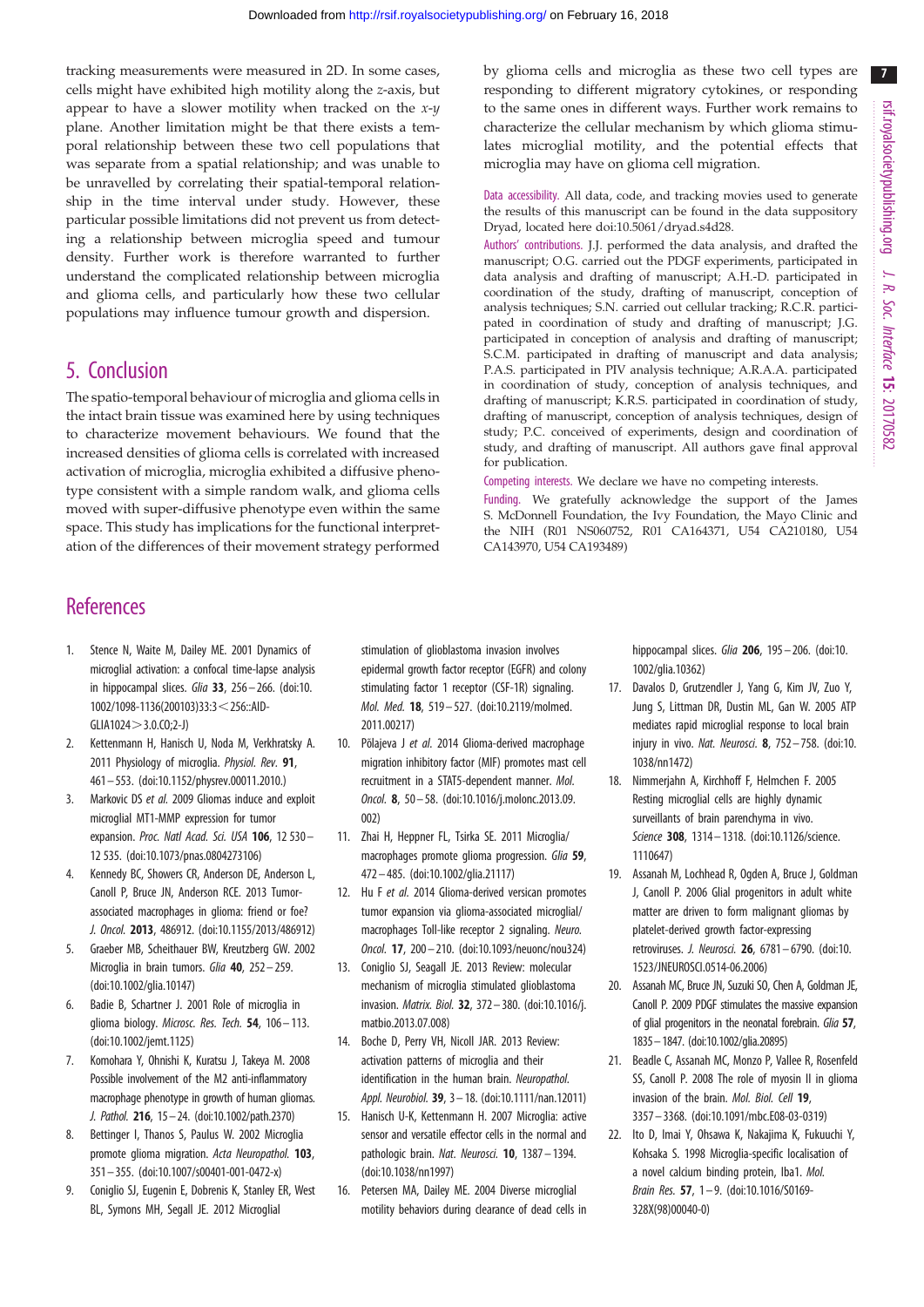tracking measurements were measured in 2D. In some cases, cells might have exhibited high motility along the $z$-axis, but appear to have a slower motility when tracked on the $x$-$y$ plane. Another limitation might be that there exists a temporal relationship between these two cell populations that was separate from a spatial relationship; and was unable to be unravelled by correlating their spatial-temporal relationship in the time interval under study. However, these particular possible limitations did not prevent us from detecting a relationship between microglia speed and tumour density. Further work is therefore warranted to further understand the complicated relationship between microglia and glioma cells, and particularly how these two cellular populations may influence tumour growth and dispersion.

## 5. Conclusion

The spatio-temporal behaviour of microglia and glioma cells in the intact brain tissue was examined here by using techniques to characterize movement behaviours. We found that the increased densities of glioma cells is correlated with increased activation of microglia, microglia exhibited a diffusive phenotype consistent with a simple random walk, and glioma cells moved with super-diffusive phenotype even within the same space. This study has implications for the functional interpretation of the differences of their movement strategy performed by glioma cells and microglia as these two cell types are responding to different migratory cytokines, or responding to the same ones in different ways. Further work remains to characterize the cellular mechanism by which glioma stimulates microglial motility, and the potential effects that microglia may have on glioma cell migration.

Data accessibility. All data, code, and tracking movies used to generate the results of this manuscript can be found in the data suppository Dryad, located here doi:10.5061/dryad.s4d28.

Authors' contributions. J.J. performed the data analysis, and drafted the manuscript; O.G. carried out the PDGF experiments, participated in data analysis and drafting of manuscript; A.H.-D. participated in coordination of the study, drafting of manuscript, conception of analysis techniques; S.N. carried out cellular tracking; R.C.R. participated in coordination of study and drafting of manuscript; J.G. participated in conception of analysis and drafting of manuscript; S.C.M. participated in drafting of manuscript and data analysis; P.A.S. participated in PIV analysis technique; A.R.A.A. participated in coordination of study, conception of analysis techniques, and drafting of manuscript; K.R.S. participated in coordination of study, drafting of manuscript, conception of analysis techniques, design of study; P.C. conceived of experiments, design and coordination of study, and drafting of manuscript. All authors gave final approval for publication.

Competing interests. We declare we have no competing interests.

Funding. We gratefully acknowledge the support of the James S. McDonnell Foundation, the Ivy Foundation, the Mayo Clinic and the NIH (R01 NS060752, R01 CA164371, U54 CA210180, U54 CA143970, U54 CA193489)

## References

1. Stence N, Waite M, Dailey ME. 2001 Dynamics of microglial activation: a confocal time-lapse analysis in hippocampal slices. *Glia* **33**, 256–266. (doi:10.1002/1098-1136(200103)33:3<256::AID-GLIA1024>3.0.CO;2-J)
2. Kettenmann H, Hanisch U, Noda M, Verkhratsky A. 2011 Physiology of microglia. *Physiol. Rev.* **91**, 461–553. (doi:10.1152/physrev.00011.2010.)
3. Markovic DS *et al.* 2009 Gliomas induce and exploit microglial MT1-MMP expression for tumor expansion. *Proc. Natl Acad. Sci. USA* **106**, 12 530–12 535. (doi:10.1073/pnas.0804273106)
4. Kennedy BC, Showers CR, Anderson DE, Anderson L, Canoll P, Bruce JN, Anderson RCE. 2013 Tumor-associated macrophages in glioma: friend or foe? *J. Oncol.* **2013**, 486912. (doi:10.1155/2013/486912)
5. Graeber MB, Scheithauer BW, Kreutzberg GW. 2002 Microglia in brain tumors. *Glia* **40**, 252–259. (doi:10.1002/glia.10147)
6. Badie B, Schartner J. 2001 Role of microglia in glioma biology. *Microsc. Res. Tech.* **54**, 106–113. (doi:10.1002/jemt.1125)
7. Komohara Y, Ohnishi K, Kuratsu J, Takeya M. 2008 Possible involvement of the M2 anti-inflammatory macrophage phenotype in growth of human gliomas. *J. Pathol.* **216**, 15–24. (doi:10.1002/path.2370)
8. Bettinger I, Thanos S, Paulus W. 2002 Microglia promote glioma migration. *Acta Neuropathol.* **103**, 351–355. (doi:10.1007/s00401-001-0472-x)
9. Coniglio SJ, Eugenin E, Dobrenis K, Stanley ER, West BL, Symons MH, Segall JE. 2012 Microglial stimulation of glioblastoma invasion involves epidermal growth factor receptor (EGFR) and colony stimulating factor 1 receptor (CSF-1R) signaling. *Mol. Med.* **18**, 519–527. (doi:10.2119/molmed.2011.00217)
10. Põlajeva J *et al.* 2014 Glioma-derived macrophage migration inhibitory factor (MIF) promotes mast cell recruitment in a STAT5-dependent manner. *Mol. Oncol.* **8**, 50–58. (doi:10.1016/j.molonc.2013.09.002)
11. Zhai H, Heppner FL, Tsirka SE. 2011 Microglia/macrophages promote glioma progression. *Glia* **59**, 472–485. (doi:10.1002/glia.21117)
12. Hu F *et al.* 2014 Glioma-derived versican promotes tumor expansion via glioma-associated microglial/macrophages Toll-like receptor 2 signaling. *Neuro. Oncol.* **17**, 200–210. (doi:10.1093/neuonc/nou324)
13. Coniglio SJ, Segall JE. 2013 Review: molecular mechanism of microglia stimulated glioblastoma invasion. *Matrix. Biol.* **32**, 372–380. (doi:10.1016/j.matbio.2013.07.008)
14. Boche D, Perry VH, Nicoll JAR. 2013 Review: activation patterns of microglia and their identification in the human brain. *Neuropathol. Appl. Neurobiol.* **39**, 3–18. (doi:10.1111/nan.12011)
15. Hanisch U-K, Kettenmann H. 2007 Microglia: active sensor and versatile effector cells in the normal and pathologic brain. *Nat. Neurosci.* **10**, 1387–1394. (doi:10.1038/nn1997)
16. Petersen MA, Dailey ME. 2004 Diverse microglial motility behaviors during clearance of dead cells in hippocampal slices. *Glia* **206**, 195–206. (doi:10.1002/glia.10362)
17. Davalos D, Grutzendler J, Yang G, Kim JV, Zuo Y, Jung S, Littman DR, Dustin ML, Gan W. 2005 ATP mediates rapid microglial response to local brain injury in vivo. *Nat. Neurosci.* **8**, 752–758. (doi:10.1038/nn1472)
18. Nimmerjahn A, Kirchhoff F, Helmchen F. 2005 Resting microglial cells are highly dynamic surveillants of brain parenchyma in vivo. *Science* **308**, 1314–1318. (doi:10.1126/science.1110647)
19. Assanah M, Lochhead R, Ogden A, Bruce J, Goldman J, Canoll P. 2006 Glial progenitors in adult white matter are driven to form malignant gliomas by platelet-derived growth factor-expressing retroviruses. *J. Neurosci.* **26**, 6781–6790. (doi:10.1523/JNEUROSCI.0514-06.2006)
20. Assanah MC, Bruce JN, Suzuki SO, Chen A, Goldman JE, Canoll P. 2009 PDGF stimulates the massive expansion of glial progenitors in the neonatal forebrain. *Glia* **57**, 1835–1847. (doi:10.1002/glia.20895)
21. Beadle C, Assanah MC, Monzo P, Vallee R, Rosenfeld SS, Canoll P. 2008 The role of myosin II in glioma invasion of the brain. *Mol. Biol. Cell* **19**, 3357–3368. (doi:10.1091/mbc.E08-03-0319)
22. Ito D, Imai Y, Ohsawa K, Nakajima K, Fukuuchi Y, Kohsaka S. 1998 Microglia-specific localisation of a novel calcium binding protein, Iba1. *Mol. Brain Res.* **57**, 1–9. (doi:10.1016/S0169-328X(98)00040-0)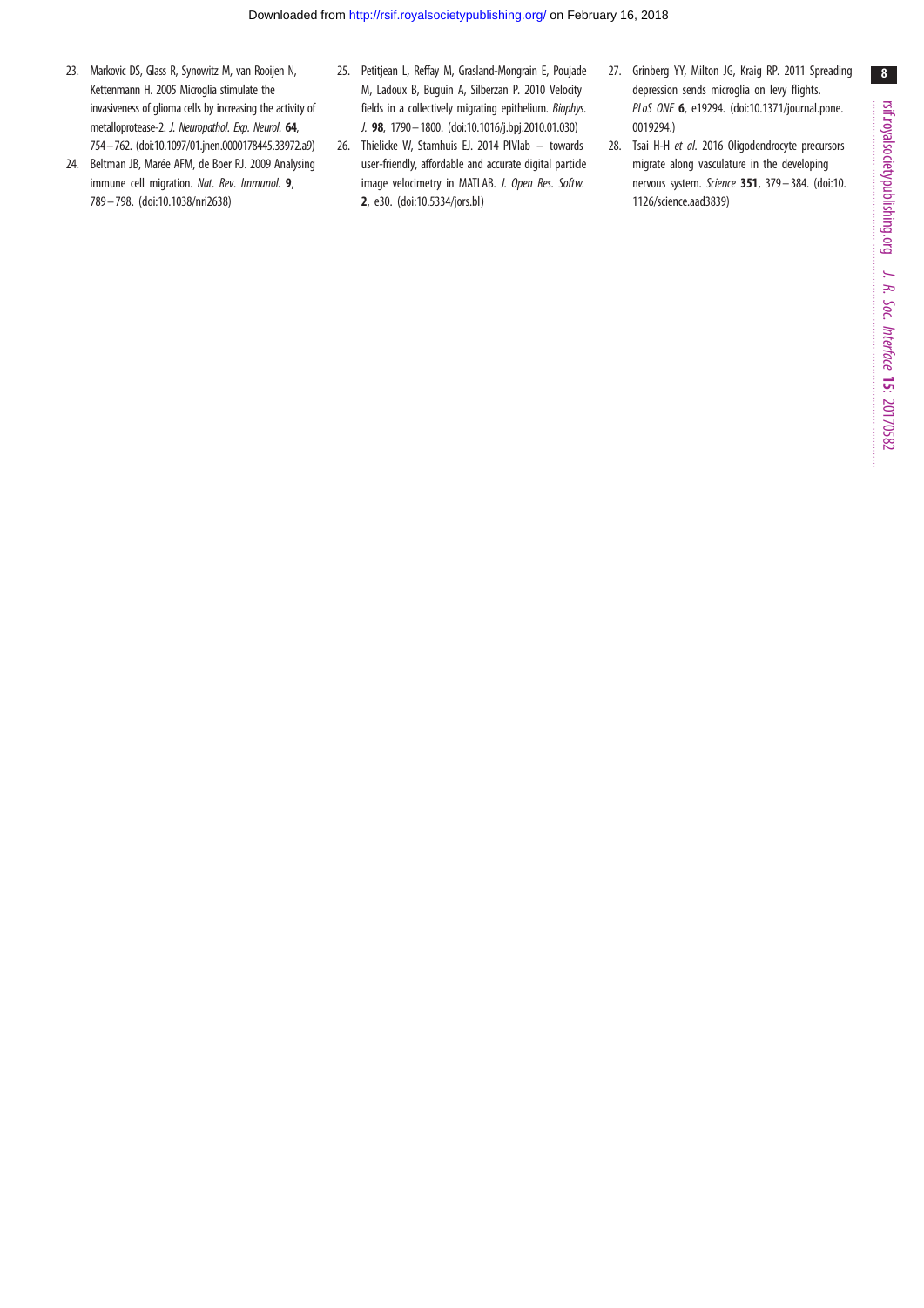23. Markovic DS, Glass R, Synowitz M, van Rooijen N, Kettenmann H. 2005 Microglia stimulate the invasiveness of glioma cells by increasing the activity of metalloprotease-2. *J. Neuropathol. Exp. Neurol.* **64**, 754–762. (doi:10.1097/01.jnen.0000178445.33972.a9)
24. Beltman JB, Marée AFM, de Boer RJ. 2009 Analysing immune cell migration. *Nat. Rev. Immunol.* **9**, 789–798. (doi:10.1038/nri2638)
25. Petitjean L, Reffay M, Grasland-Mongrain E, Poujade M, Ladoux B, Buguin A, Silberzan P. 2010 Velocity fields in a collectively migrating epithelium. *Biophys. J.* **98**, 1790–1800. (doi:10.1016/j.bpj.2010.01.030)
26. Thielicke W, Stamhuis EJ. 2014 PIVlab – towards user-friendly, affordable and accurate digital particle image velocimetry in MATLAB. *J. Open Res. Softw.* **2**, e30. (doi:10.5334/jors.bl)
27. Grinberg YY, Milton JG, Kraig RP. 2011 Spreading depression sends microglia on levy flights. *PLoS ONE* **6**, e19294. (doi:10.1371/journal.pone.0019294.)
28. Tsai H-H *et al.* 2016 Oligodendrocyte precursors migrate along vasculature in the developing nervous system. *Science* **351**, 379–384. (doi:10.1126/science.aad3839)